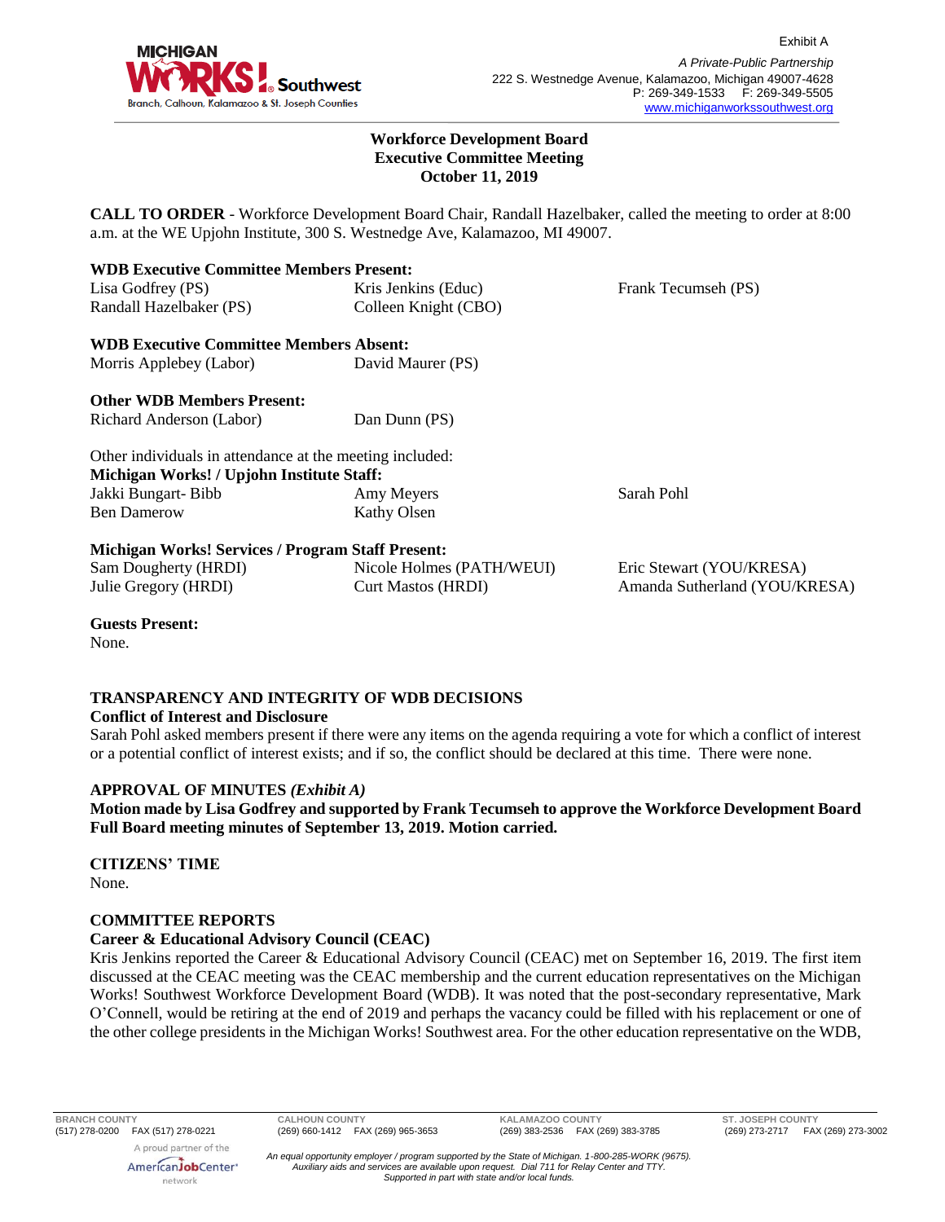Exhibit A

**MICHIGAN WORKS! Southwest**
Branch, Calhoun, Kalamazoo & St. Joseph Counties

*A Private-Public Partnership*
222 S. Westnedge Avenue, Kalamazoo, Michigan 49007-4628
P: 269-349-1533 F: 269-349-5505
www.michiganworkssouthwest.org

**Workforce Development Board**
**Executive Committee Meeting**
**October 11, 2019**

**CALL TO ORDER** - Workforce Development Board Chair, Randall Hazelbaker, called the meeting to order at 8:00 a.m. at the WE Upjohn Institute, 300 S. Westnedge Ave, Kalamazoo, MI 49007.

**WDB Executive Committee Members Present:**

| | | |
|---|---|---|
| Lisa Godfrey (PS) | Kris Jenkins (Educ) | Frank Tecumseh (PS) |
| Randall Hazelbaker (PS) | Colleen Knight (CBO) | |

**WDB Executive Committee Members Absent:**

| | |
|---|---|
| Morris Applebey (Labor) | David Maurer (PS) |

**Other WDB Members Present:**

| | |
|---|---|
| Richard Anderson (Labor) | Dan Dunn (PS) |

Other individuals in attendance at the meeting included:

**Michigan Works! / Upjohn Institute Staff:**

| | | |
|---|---|---|
| Jakki Bungart- Bibb | Amy Meyers | Sarah Pohl |
| Ben Damerow | Kathy Olsen | |

**Michigan Works! Services / Program Staff Present:**

| | | |
|---|---|---|
| Sam Dougherty (HRDI) | Nicole Holmes (PATH/WEUI) | Eric Stewart (YOU/KRESA) |
| Julie Gregory (HRDI) | Curt Mastos (HRDI) | Amanda Sutherland (YOU/KRESA) |

**Guests Present:**
None.

**TRANSPARENCY AND INTEGRITY OF WDB DECISIONS**

**Conflict of Interest and Disclosure**

Sarah Pohl asked members present if there were any items on the agenda requiring a vote for which a conflict of interest or a potential conflict of interest exists; and if so, the conflict should be declared at this time. There were none.

**APPROVAL OF MINUTES** ***(Exhibit A)***

**Motion made by Lisa Godfrey and supported by Frank Tecumseh to approve the Workforce Development Board Full Board meeting minutes of September 13, 2019. Motion carried.**

**CITIZENS' TIME**
None.

**COMMITTEE REPORTS**

**Career & Educational Advisory Council (CEAC)**

Kris Jenkins reported the Career & Educational Advisory Council (CEAC) met on September 16, 2019. The first item discussed at the CEAC meeting was the CEAC membership and the current education representatives on the Michigan Works! Southwest Workforce Development Board (WDB). It was noted that the post-secondary representative, Mark O'Connell, would be retiring at the end of 2019 and perhaps the vacancy could be filled with his replacement or one of the other college presidents in the Michigan Works! Southwest area. For the other education representative on the WDB,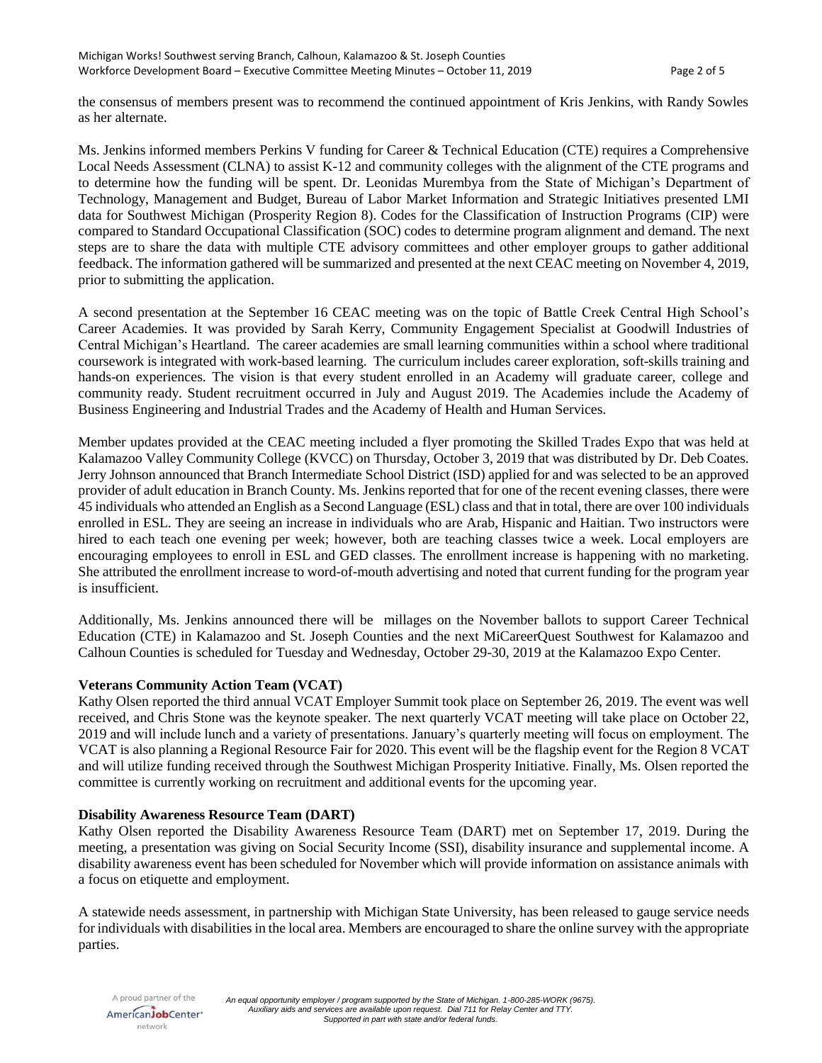the consensus of members present was to recommend the continued appointment of Kris Jenkins, with Randy Sowles as her alternate.

Ms. Jenkins informed members Perkins V funding for Career & Technical Education (CTE) requires a Comprehensive Local Needs Assessment (CLNA) to assist K-12 and community colleges with the alignment of the CTE programs and to determine how the funding will be spent. Dr. Leonidas Murembya from the State of Michigan's Department of Technology, Management and Budget, Bureau of Labor Market Information and Strategic Initiatives presented LMI data for Southwest Michigan (Prosperity Region 8). Codes for the Classification of Instruction Programs (CIP) were compared to Standard Occupational Classification (SOC) codes to determine program alignment and demand. The next steps are to share the data with multiple CTE advisory committees and other employer groups to gather additional feedback. The information gathered will be summarized and presented at the next CEAC meeting on November 4, 2019, prior to submitting the application.

A second presentation at the September 16 CEAC meeting was on the topic of Battle Creek Central High School's Career Academies. It was provided by Sarah Kerry, Community Engagement Specialist at Goodwill Industries of Central Michigan's Heartland. The career academies are small learning communities within a school where traditional coursework is integrated with work-based learning. The curriculum includes career exploration, soft-skills training and hands-on experiences. The vision is that every student enrolled in an Academy will graduate career, college and community ready. Student recruitment occurred in July and August 2019. The Academies include the Academy of Business Engineering and Industrial Trades and the Academy of Health and Human Services.

Member updates provided at the CEAC meeting included a flyer promoting the Skilled Trades Expo that was held at Kalamazoo Valley Community College (KVCC) on Thursday, October 3, 2019 that was distributed by Dr. Deb Coates. Jerry Johnson announced that Branch Intermediate School District (ISD) applied for and was selected to be an approved provider of adult education in Branch County. Ms. Jenkins reported that for one of the recent evening classes, there were 45 individuals who attended an English as a Second Language (ESL) class and that in total, there are over 100 individuals enrolled in ESL. They are seeing an increase in individuals who are Arab, Hispanic and Haitian. Two instructors were hired to each teach one evening per week; however, both are teaching classes twice a week. Local employers are encouraging employees to enroll in ESL and GED classes. The enrollment increase is happening with no marketing. She attributed the enrollment increase to word-of-mouth advertising and noted that current funding for the program year is insufficient.

Additionally, Ms. Jenkins announced there will be millages on the November ballots to support Career Technical Education (CTE) in Kalamazoo and St. Joseph Counties and the next MiCareerQuest Southwest for Kalamazoo and Calhoun Counties is scheduled for Tuesday and Wednesday, October 29-30, 2019 at the Kalamazoo Expo Center.

**Veterans Community Action Team (VCAT)**

Kathy Olsen reported the third annual VCAT Employer Summit took place on September 26, 2019. The event was well received, and Chris Stone was the keynote speaker. The next quarterly VCAT meeting will take place on October 22, 2019 and will include lunch and a variety of presentations. January's quarterly meeting will focus on employment. The VCAT is also planning a Regional Resource Fair for 2020. This event will be the flagship event for the Region 8 VCAT and will utilize funding received through the Southwest Michigan Prosperity Initiative. Finally, Ms. Olsen reported the committee is currently working on recruitment and additional events for the upcoming year.

**Disability Awareness Resource Team (DART)**

Kathy Olsen reported the Disability Awareness Resource Team (DART) met on September 17, 2019. During the meeting, a presentation was giving on Social Security Income (SSI), disability insurance and supplemental income. A disability awareness event has been scheduled for November which will provide information on assistance animals with a focus on etiquette and employment.

A statewide needs assessment, in partnership with Michigan State University, has been released to gauge service needs for individuals with disabilities in the local area. Members are encouraged to share the online survey with the appropriate parties.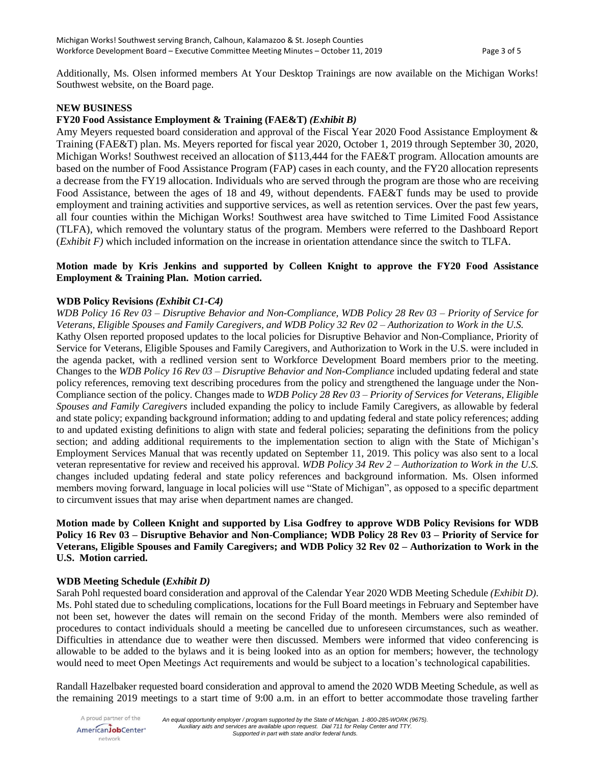Additionally, Ms. Olsen informed members At Your Desktop Trainings are now available on the Michigan Works! Southwest website, on the Board page.

**NEW BUSINESS**

**FY20 Food Assistance Employment & Training (FAE&T)** ***(Exhibit B)***

Amy Meyers requested board consideration and approval of the Fiscal Year 2020 Food Assistance Employment & Training (FAE&T) plan. Ms. Meyers reported for fiscal year 2020, October 1, 2019 through September 30, 2020, Michigan Works! Southwest received an allocation of $113,444 for the FAE&T program. Allocation amounts are based on the number of Food Assistance Program (FAP) cases in each county, and the FY20 allocation represents a decrease from the FY19 allocation. Individuals who are served through the program are those who are receiving Food Assistance, between the ages of 18 and 49, without dependents. FAE&T funds may be used to provide employment and training activities and supportive services, as well as retention services. Over the past few years, all four counties within the Michigan Works! Southwest area have switched to Time Limited Food Assistance (TLFA), which removed the voluntary status of the program. Members were referred to the Dashboard Report (*Exhibit F)* which included information on the increase in orientation attendance since the switch to TLFA.

**Motion made by Kris Jenkins and supported by Colleen Knight to approve the FY20 Food Assistance Employment & Training Plan. Motion carried.**

**WDB Policy Revisions** ***(Exhibit C1-C4)***

*WDB Policy 16 Rev 03 – Disruptive Behavior and Non-Compliance, WDB Policy 28 Rev 03 – Priority of Service for Veterans, Eligible Spouses and Family Caregivers, and WDB Policy 32 Rev 02 – Authorization to Work in the U.S.*

Kathy Olsen reported proposed updates to the local policies for Disruptive Behavior and Non-Compliance, Priority of Service for Veterans, Eligible Spouses and Family Caregivers, and Authorization to Work in the U.S. were included in the agenda packet, with a redlined version sent to Workforce Development Board members prior to the meeting. Changes to the *WDB Policy 16 Rev 03 – Disruptive Behavior and Non-Compliance* included updating federal and state policy references, removing text describing procedures from the policy and strengthened the language under the Non-Compliance section of the policy. Changes made to *WDB Policy 28 Rev 03 – Priority of Services for Veterans, Eligible Spouses and Family Caregivers* included expanding the policy to include Family Caregivers, as allowable by federal and state policy; expanding background information; adding to and updating federal and state policy references; adding to and updated existing definitions to align with state and federal policies; separating the definitions from the policy section; and adding additional requirements to the implementation section to align with the State of Michigan's Employment Services Manual that was recently updated on September 11, 2019. This policy was also sent to a local veteran representative for review and received his approval. *WDB Policy 34 Rev 2 – Authorization to Work in the U.S.* changes included updating federal and state policy references and background information. Ms. Olsen informed members moving forward, language in local policies will use "State of Michigan", as opposed to a specific department to circumvent issues that may arise when department names are changed.

**Motion made by Colleen Knight and supported by Lisa Godfrey to approve WDB Policy Revisions for WDB Policy 16 Rev 03 – Disruptive Behavior and Non-Compliance; WDB Policy 28 Rev 03 – Priority of Service for Veterans, Eligible Spouses and Family Caregivers; and WDB Policy 32 Rev 02 – Authorization to Work in the U.S. Motion carried.**

**WDB Meeting Schedule (*****Exhibit D)***

Sarah Pohl requested board consideration and approval of the Calendar Year 2020 WDB Meeting Schedule *(Exhibit D)*. Ms. Pohl stated due to scheduling complications, locations for the Full Board meetings in February and September have not been set, however the dates will remain on the second Friday of the month. Members were also reminded of procedures to contact individuals should a meeting be cancelled due to unforeseen circumstances, such as weather. Difficulties in attendance due to weather were then discussed. Members were informed that video conferencing is allowable to be added to the bylaws and it is being looked into as an option for members; however, the technology would need to meet Open Meetings Act requirements and would be subject to a location's technological capabilities.

Randall Hazelbaker requested board consideration and approval to amend the 2020 WDB Meeting Schedule, as well as the remaining 2019 meetings to a start time of 9:00 a.m. in an effort to better accommodate those traveling farther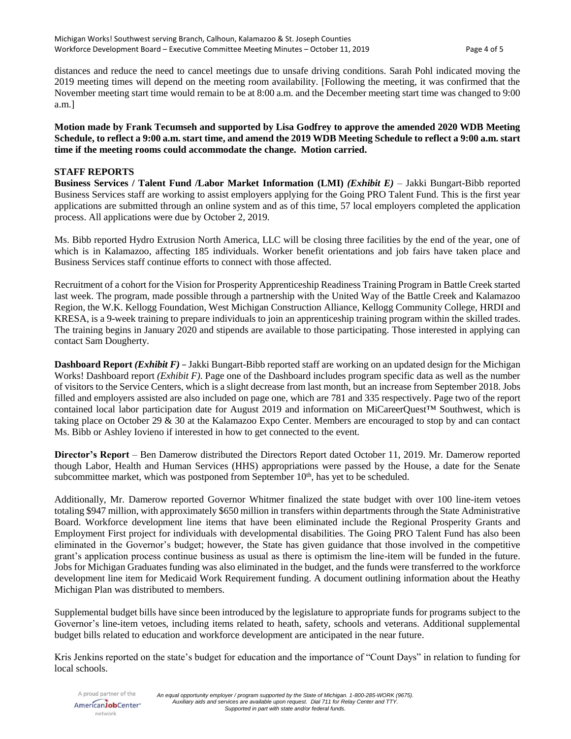distances and reduce the need to cancel meetings due to unsafe driving conditions. Sarah Pohl indicated moving the 2019 meeting times will depend on the meeting room availability. [Following the meeting, it was confirmed that the November meeting start time would remain to be at 8:00 a.m. and the December meeting start time was changed to 9:00 a.m.]

**Motion made by Frank Tecumseh and supported by Lisa Godfrey to approve the amended 2020 WDB Meeting Schedule, to reflect a 9:00 a.m. start time, and amend the 2019 WDB Meeting Schedule to reflect a 9:00 a.m. start time if the meeting rooms could accommodate the change. Motion carried.**

## STAFF REPORTS

**Business Services / Talent Fund /Labor Market Information (LMI)** ***(Exhibit E)*** – Jakki Bungart-Bibb reported Business Services staff are working to assist employers applying for the Going PRO Talent Fund. This is the first year applications are submitted through an online system and as of this time, 57 local employers completed the application process. All applications were due by October 2, 2019.

Ms. Bibb reported Hydro Extrusion North America, LLC will be closing three facilities by the end of the year, one of which is in Kalamazoo, affecting 185 individuals. Worker benefit orientations and job fairs have taken place and Business Services staff continue efforts to connect with those affected.

Recruitment of a cohort for the Vision for Prosperity Apprenticeship Readiness Training Program in Battle Creek started last week. The program, made possible through a partnership with the United Way of the Battle Creek and Kalamazoo Region, the W.K. Kellogg Foundation, West Michigan Construction Alliance, Kellogg Community College, HRDI and KRESA, is a 9-week training to prepare individuals to join an apprenticeship training program within the skilled trades. The training begins in January 2020 and stipends are available to those participating. Those interested in applying can contact Sam Dougherty.

**Dashboard Report** ***(Exhibit F)*** – Jakki Bungart-Bibb reported staff are working on an updated design for the Michigan Works! Dashboard report *(Exhibit F)*. Page one of the Dashboard includes program specific data as well as the number of visitors to the Service Centers, which is a slight decrease from last month, but an increase from September 2018. Jobs filled and employers assisted are also included on page one, which are 781 and 335 respectively. Page two of the report contained local labor participation date for August 2019 and information on MiCareerQuest™ Southwest, which is taking place on October 29 & 30 at the Kalamazoo Expo Center. Members are encouraged to stop by and can contact Ms. Bibb or Ashley Iovieno if interested in how to get connected to the event.

**Director's Report** – Ben Damerow distributed the Directors Report dated October 11, 2019. Mr. Damerow reported though Labor, Health and Human Services (HHS) appropriations were passed by the House, a date for the Senate subcommittee market, which was postponed from September 10th, has yet to be scheduled.

Additionally, Mr. Damerow reported Governor Whitmer finalized the state budget with over 100 line-item vetoes totaling $947 million, with approximately $650 million in transfers within departments through the State Administrative Board. Workforce development line items that have been eliminated include the Regional Prosperity Grants and Employment First project for individuals with developmental disabilities. The Going PRO Talent Fund has also been eliminated in the Governor's budget; however, the State has given guidance that those involved in the competitive grant's application process continue business as usual as there is optimism the line-item will be funded in the future. Jobs for Michigan Graduates funding was also eliminated in the budget, and the funds were transferred to the workforce development line item for Medicaid Work Requirement funding. A document outlining information about the Heathy Michigan Plan was distributed to members.

Supplemental budget bills have since been introduced by the legislature to appropriate funds for programs subject to the Governor's line-item vetoes, including items related to heath, safety, schools and veterans. Additional supplemental budget bills related to education and workforce development are anticipated in the near future.

Kris Jenkins reported on the state's budget for education and the importance of "Count Days" in relation to funding for local schools.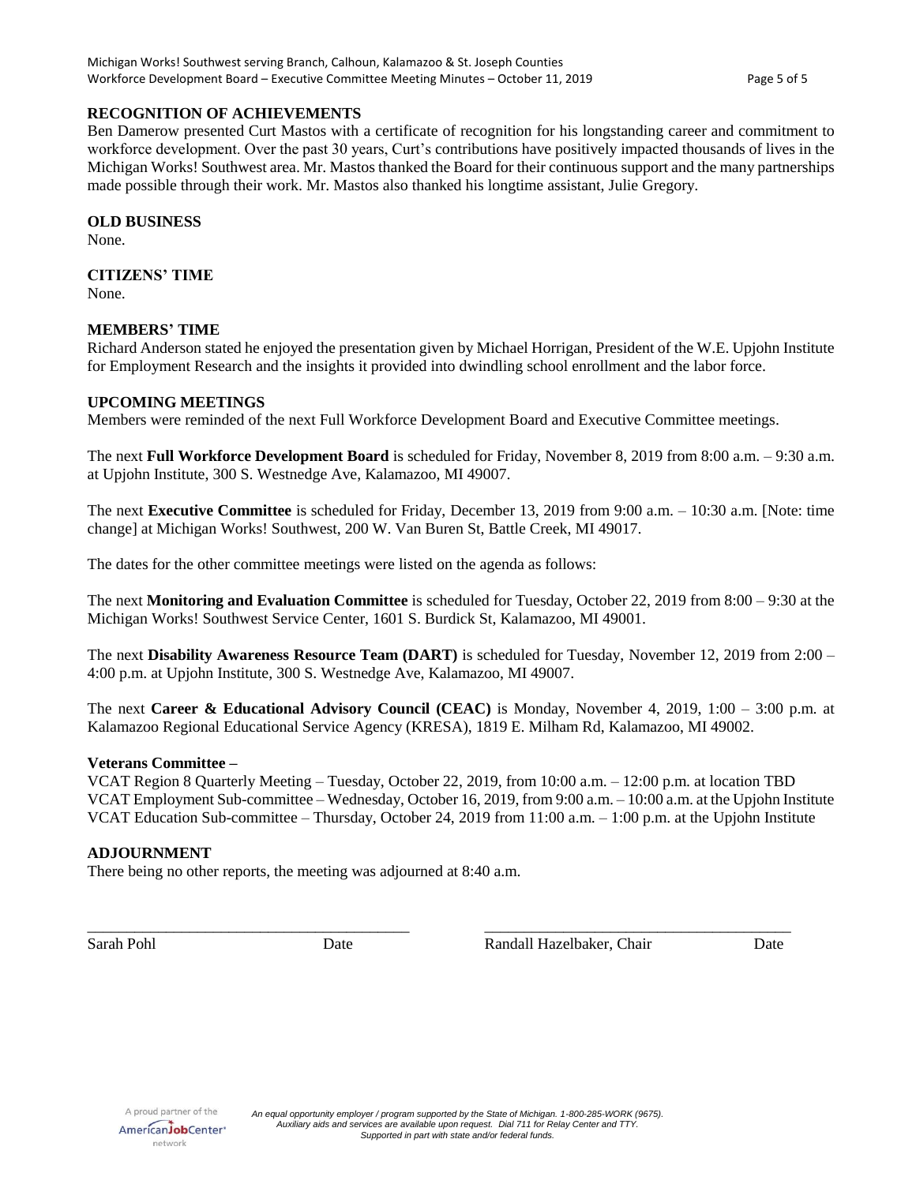## RECOGNITION OF ACHIEVEMENTS

Ben Damerow presented Curt Mastos with a certificate of recognition for his longstanding career and commitment to workforce development. Over the past 30 years, Curt's contributions have positively impacted thousands of lives in the Michigan Works! Southwest area. Mr. Mastos thanked the Board for their continuous support and the many partnerships made possible through their work. Mr. Mastos also thanked his longtime assistant, Julie Gregory.

## OLD BUSINESS

None.

## CITIZENS' TIME

None.

## MEMBERS' TIME

Richard Anderson stated he enjoyed the presentation given by Michael Horrigan, President of the W.E. Upjohn Institute for Employment Research and the insights it provided into dwindling school enrollment and the labor force.

## UPCOMING MEETINGS

Members were reminded of the next Full Workforce Development Board and Executive Committee meetings.

The next **Full Workforce Development Board** is scheduled for Friday, November 8, 2019 from 8:00 a.m. – 9:30 a.m. at Upjohn Institute, 300 S. Westnedge Ave, Kalamazoo, MI 49007.

The next **Executive Committee** is scheduled for Friday, December 13, 2019 from 9:00 a.m. – 10:30 a.m. [Note: time change] at Michigan Works! Southwest, 200 W. Van Buren St, Battle Creek, MI 49017.

The dates for the other committee meetings were listed on the agenda as follows:

The next **Monitoring and Evaluation Committee** is scheduled for Tuesday, October 22, 2019 from 8:00 – 9:30 at the Michigan Works! Southwest Service Center, 1601 S. Burdick St, Kalamazoo, MI 49001.

The next **Disability Awareness Resource Team (DART)** is scheduled for Tuesday, November 12, 2019 from 2:00 – 4:00 p.m. at Upjohn Institute, 300 S. Westnedge Ave, Kalamazoo, MI 49007.

The next **Career & Educational Advisory Council (CEAC)** is Monday, November 4, 2019, 1:00 – 3:00 p.m. at Kalamazoo Regional Educational Service Agency (KRESA), 1819 E. Milham Rd, Kalamazoo, MI 49002.

**Veterans Committee –**

VCAT Region 8 Quarterly Meeting – Tuesday, October 22, 2019, from 10:00 a.m. – 12:00 p.m. at location TBD
VCAT Employment Sub-committee – Wednesday, October 16, 2019, from 9:00 a.m. – 10:00 a.m. at the Upjohn Institute
VCAT Education Sub-committee – Thursday, October 24, 2019 from 11:00 a.m. – 1:00 p.m. at the Upjohn Institute

## ADJOURNMENT

There being no other reports, the meeting was adjourned at 8:40 a.m.

\_\_\_\_\_\_\_\_\_\_\_\_\_\_\_\_\_\_\_\_\_\_\_\_\_\_\_\_\_\_\_\_\_\_\_\_\_\_\_\_ \_\_\_\_\_\_\_\_\_\_\_\_\_\_\_\_\_\_\_\_\_\_\_\_\_\_\_\_\_\_\_\_\_\_\_\_\_\_\_\_

Sarah Pohl Date Randall Hazelbaker, Chair Date

A proud partner of the AmericanJobCenter network

*An equal opportunity employer / program supported by the State of Michigan. 1-800-285-WORK (9675). Auxiliary aids and services are available upon request. Dial 711 for Relay Center and TTY. Supported in part with state and/or federal funds.*